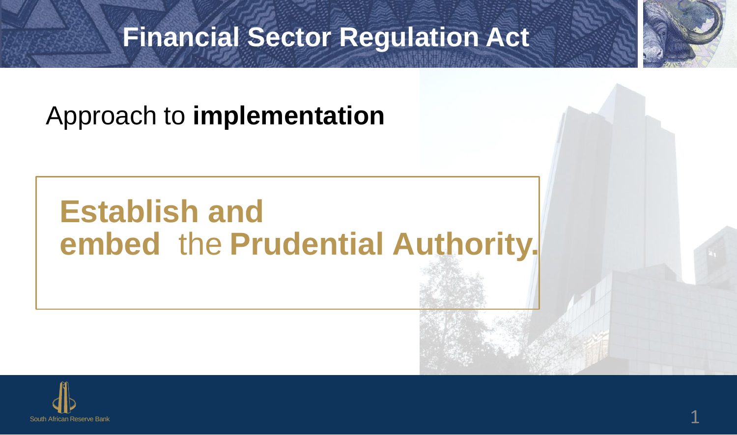# Financial Sector Regulation Act

## Approach to **implementation**

**Establish and embed** the **Prudential Authority.**

South African Reserve Bank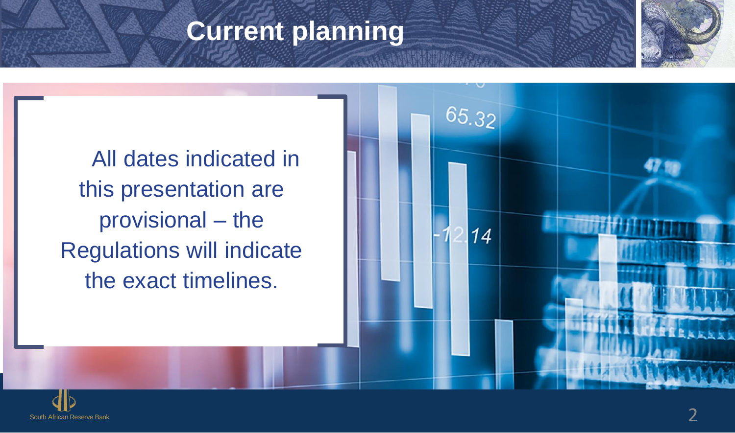# Current planning

All dates indicated in this presentation are provisional – the Regulations will indicate the exact timelines.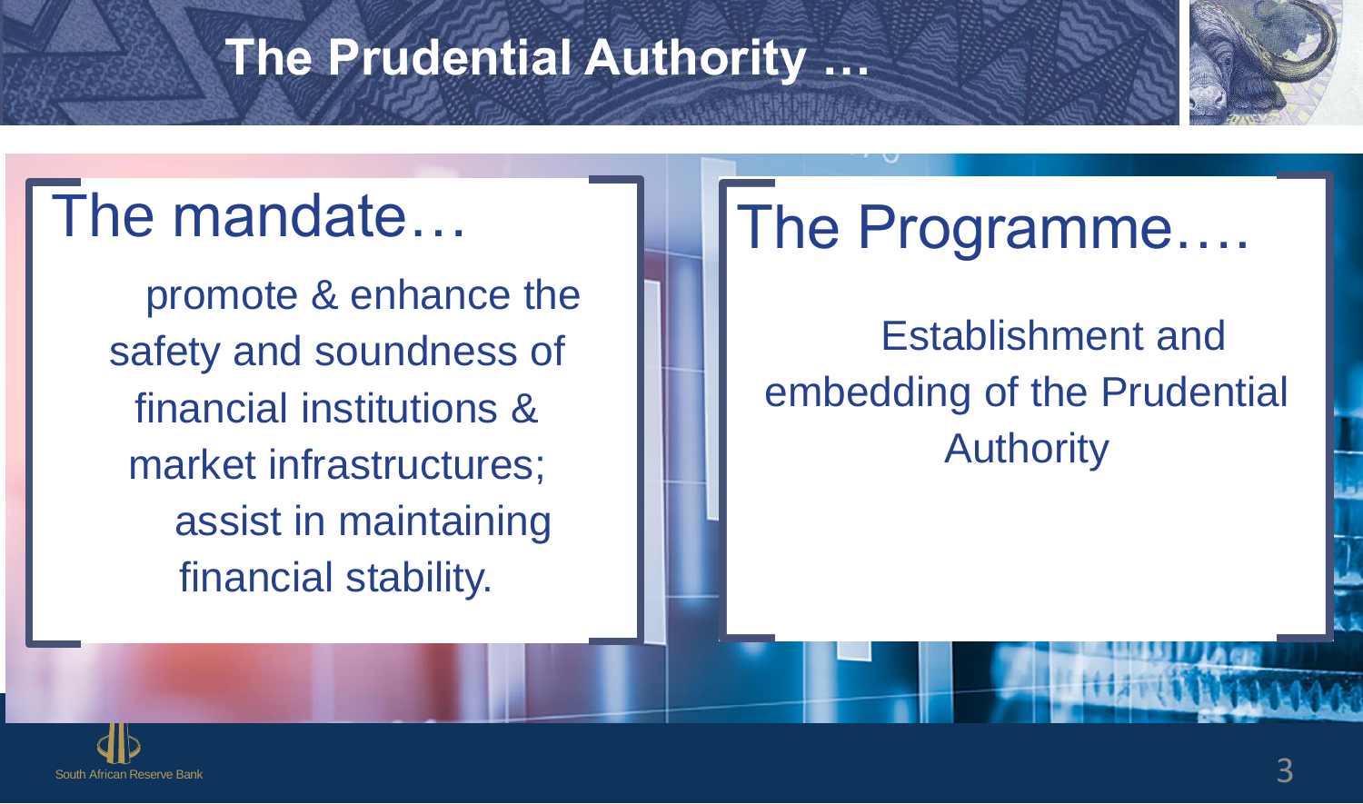# The Prudential Authority …

## The mandate…

promote & enhance the safety and soundness of financial institutions & market infrastructures; assist in maintaining financial stability.

## The Programme….

Establishment and embedding of the Prudential Authority

South African Reserve Bank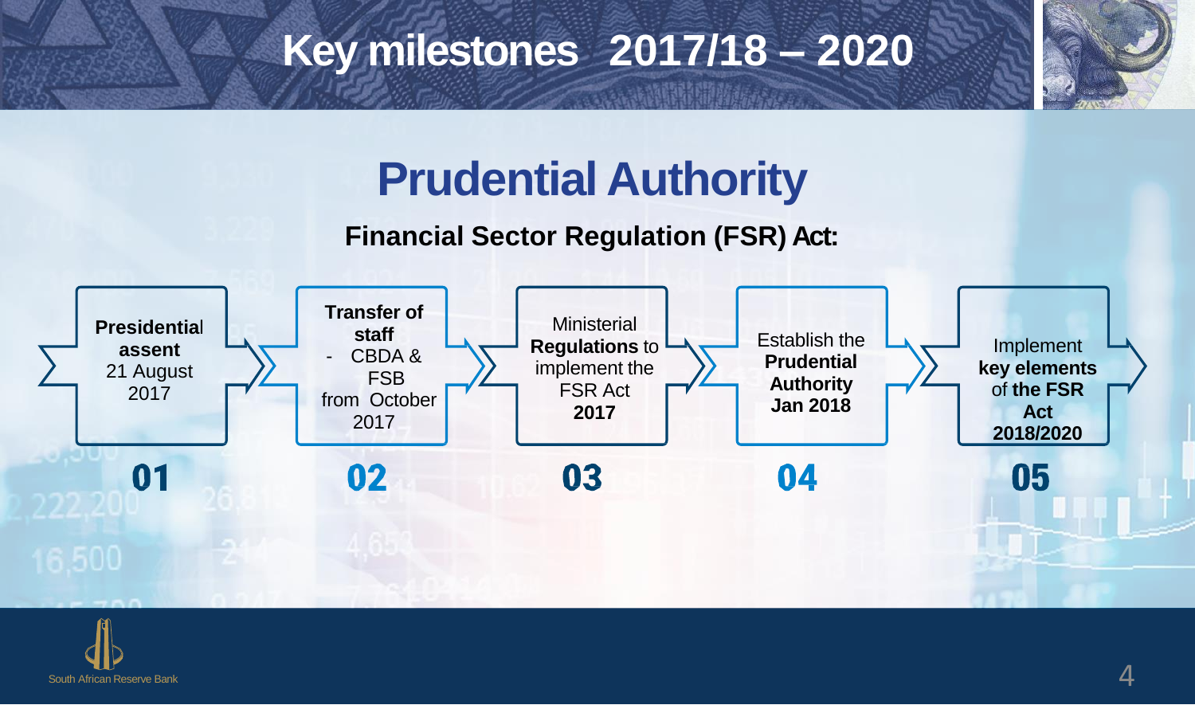# Key milestones 2017/18 – 2020

## Prudential Authority

**Financial Sector Regulation (FSR) Act:**

**01** — **Presidential assent** 21 August 2017

**02** — **Transfer of staff**
- CBDA & FSB

from October 2017

**03** — Ministerial **Regulations** to implement the FSR Act **2017**

**04** — Establish the **Prudential Authority Jan 2018**

**05** — Implement **key elements** of **the FSR Act 2018/2020**

South African Reserve Bank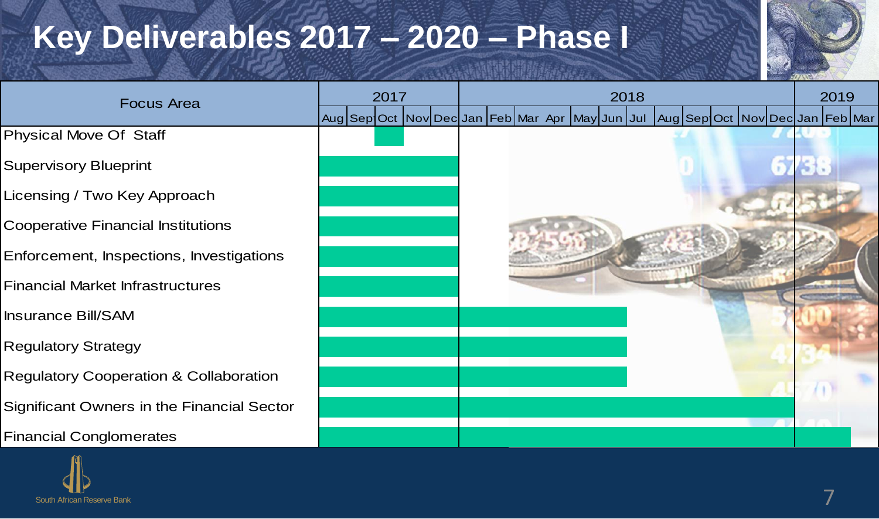# Key Deliverables 2017 – 2020 – Phase I

| Focus Area | 2017 | | | | | 2018 | | | | | | | | | | | | 2019 | | |
|---|---|---|---|---|---|---|---|---|---|---|---|---|---|---|---|---|---|---|---|---|
| | Aug | Sep | Oct | Nov | Dec | Jan | Feb | Mar | Apr | May | Jun | Jul | Aug | Sep | Oct | Nov | Dec | Jan | Feb | Mar |
| Physical Move Of Staff | | | ■ | | | | | | | | | | | | | | | | | |
| Supervisory Blueprint | ■ | ■ | ■ | ■ | ■ | | | | | | | | | | | | | | | |
| Licensing / Two Key Approach | ■ | ■ | ■ | ■ | ■ | | | | | | | | | | | | | | | |
| Cooperative Financial Institutions | ■ | ■ | ■ | ■ | ■ | | | | | | | | | | | | | | | |
| Enforcement, Inspections, Investigations | ■ | ■ | ■ | ■ | ■ | | | | | | | | | | | | | | | |
| Financial Market Infrastructures | ■ | ■ | ■ | ■ | ■ | | | | | | | | | | | | | | | |
| Insurance Bill/SAM | ■ | ■ | ■ | ■ | ■ | ■ | ■ | ■ | ■ | ■ | ■ | | | | | | | | | |
| Regulatory Strategy | ■ | ■ | ■ | ■ | ■ | ■ | ■ | ■ | ■ | ■ | ■ | | | | | | | | | |
| Regulatory Cooperation & Collaboration | ■ | ■ | ■ | ■ | ■ | ■ | ■ | ■ | ■ | ■ | ■ | | | | | | | | | |
| Significant Owners in the Financial Sector | ■ | ■ | ■ | ■ | ■ | ■ | ■ | ■ | ■ | ■ | ■ | ■ | ■ | ■ | ■ | ■ | ■ | | | |
| Financial Conglomerates | ■ | ■ | ■ | ■ | ■ | ■ | ■ | ■ | ■ | ■ | ■ | ■ | ■ | ■ | ■ | ■ | ■ | ■ | ■ | |

South African Reserve Bank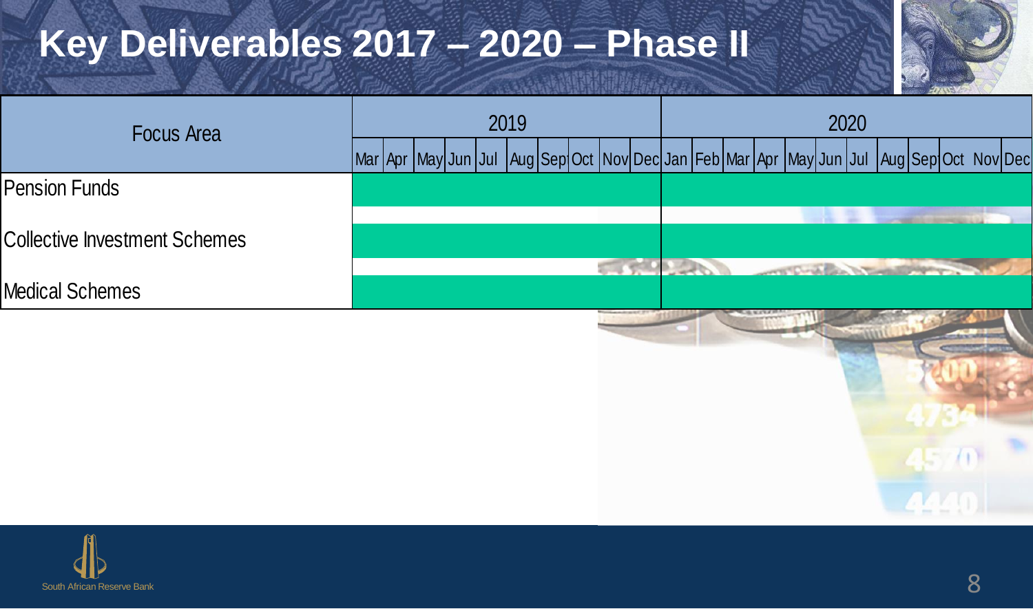# Key Deliverables 2017 – 2020 – Phase II

| Focus Area | 2019 | | | | | | | | | | 2020 | | | | | | | | | | | |
|---|---|---|---|---|---|---|---|---|---|---|---|---|---|---|---|---|---|---|---|---|---|---|
| | Mar | Apr | May | Jun | Jul | Aug | Sep | Oct | Nov | Dec | Jan | Feb | Mar | Apr | May | Jun | Jul | Aug | Sep | Oct | Nov | Dec |
| Pension Funds | | | | | | | | | | | | | | | | | | | | | | |
| Collective Investment Schemes | | | | | | | | | | | | | | | | | | | | | | |
| Medical Schemes | | | | | | | | | | | | | | | | | | | | | | |

South African Reserve Bank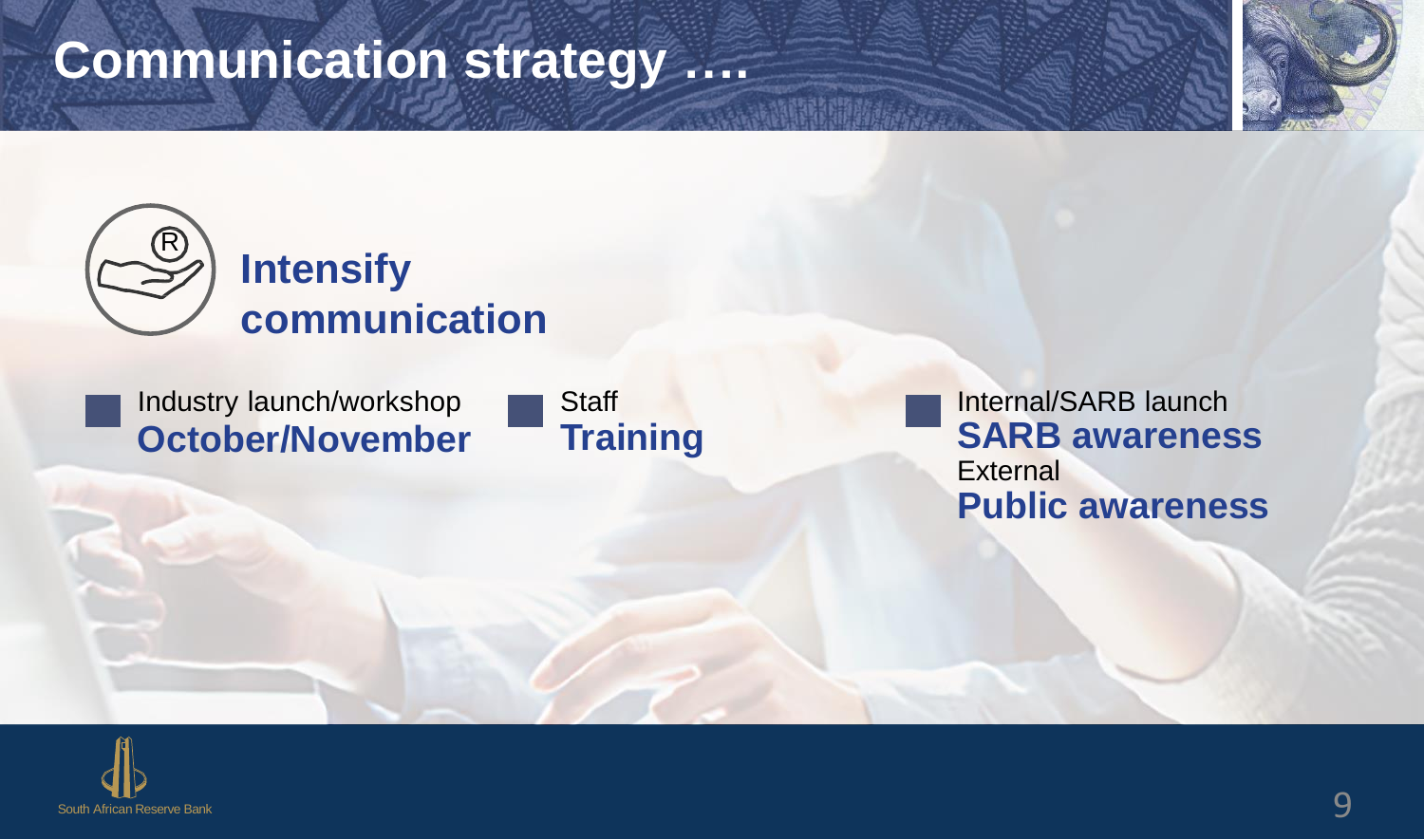# Communication strategy ….

## Intensify communication

- Industry launch/workshop
  **October/November**
- Staff
  **Training**
- Internal/SARB launch
  **SARB awareness**
  External
  **Public awareness**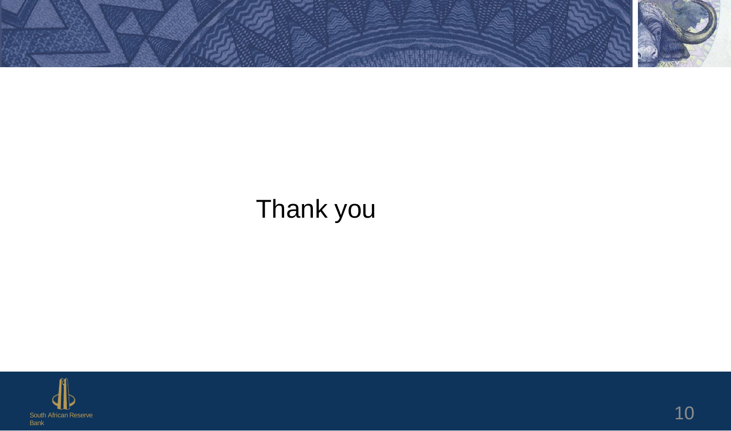Thank you